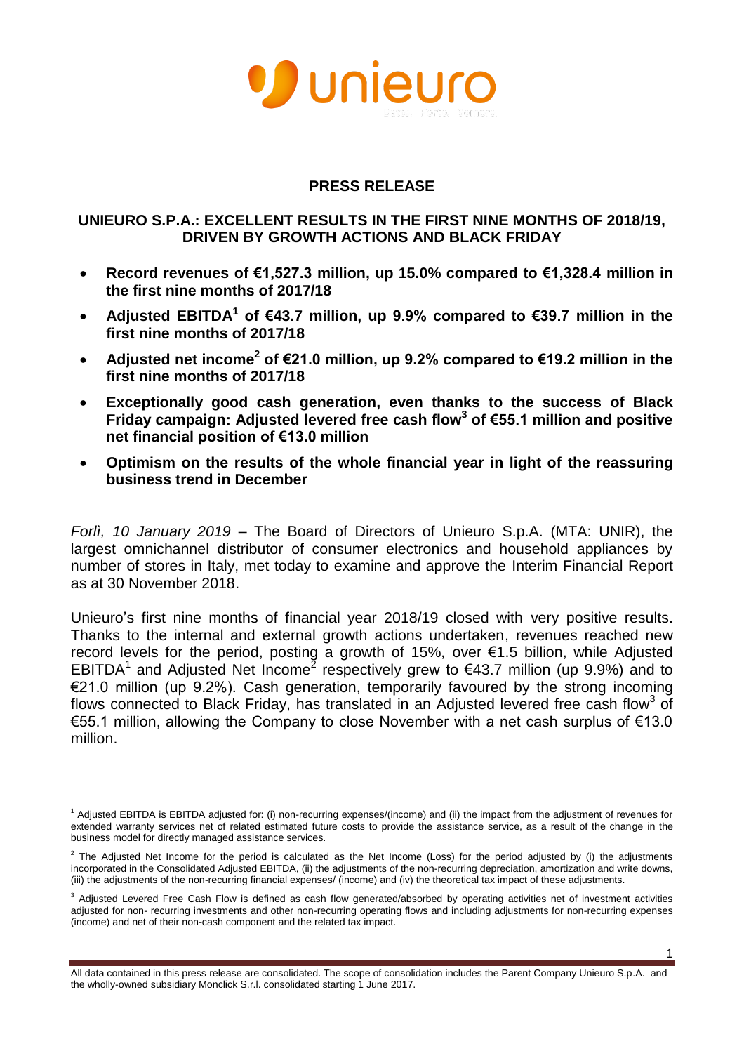# PRESS RELEASE

## UNIEURO S.P.A.: EXCELLENT RESULTS IN THE FIRST NINE MONTHS OF 2018/19, DRIVEN BY GROWTH ACTIONS AND BLACK FRIDAY

- **Record revenues of €1,527.3 million, up 15.0% compared to €1,328.4 million in the first nine months of 2017/18**
- **Adjusted EBITDA[1] of €43.7 million, up 9.9% compared to €39.7 million in the first nine months of 2017/18**
- **Adjusted net income[2] of €21.0 million, up 9.2% compared to €19.2 million in the first nine months of 2017/18**
- **Exceptionally good cash generation, even thanks to the success of Black Friday campaign: Adjusted levered free cash flow[3] of €55.1 million and positive net financial position of €13.0 million**
- **Optimism on the results of the whole financial year in light of the reassuring business trend in December**

*Forlì, 10 January 2019* – The Board of Directors of Unieuro S.p.A. (MTA: UNIR), the largest omnichannel distributor of consumer electronics and household appliances by number of stores in Italy, met today to examine and approve the Interim Financial Report as at 30 November 2018.

Unieuro's first nine months of financial year 2018/19 closed with very positive results. Thanks to the internal and external growth actions undertaken, revenues reached new record levels for the period, posting a growth of 15%, over €1.5 billion, while Adjusted EBITDA[1] and Adjusted Net Income[2] respectively grew to €43.7 million (up 9.9%) and to €21.0 million (up 9.2%). Cash generation, temporarily favoured by the strong incoming flows connected to Black Friday, has translated in an Adjusted levered free cash flow[3] of €55.1 million, allowing the Company to close November with a net cash surplus of €13.0 million.

---

[1] Adjusted EBITDA is EBITDA adjusted for: (i) non-recurring expenses/(income) and (ii) the impact from the adjustment of revenues for extended warranty services net of related estimated future costs to provide the assistance service, as a result of the change in the business model for directly managed assistance services.

[2] The Adjusted Net Income for the period is calculated as the Net Income (Loss) for the period adjusted by (i) the adjustments incorporated in the Consolidated Adjusted EBITDA, (ii) the adjustments of the non-recurring depreciation, amortization and write downs, (iii) the adjustments of the non-recurring financial expenses/ (income) and (iv) the theoretical tax impact of these adjustments.

[3] Adjusted Levered Free Cash Flow is defined as cash flow generated/absorbed by operating activities net of investment activities adjusted for non- recurring investments and other non-recurring operating flows and including adjustments for non-recurring expenses (income) and net of their non-cash component and the related tax impact.

All data contained in this press release are consolidated. The scope of consolidation includes the Parent Company Unieuro S.p.A. and the wholly-owned subsidiary Monclick S.r.l. consolidated starting 1 June 2017.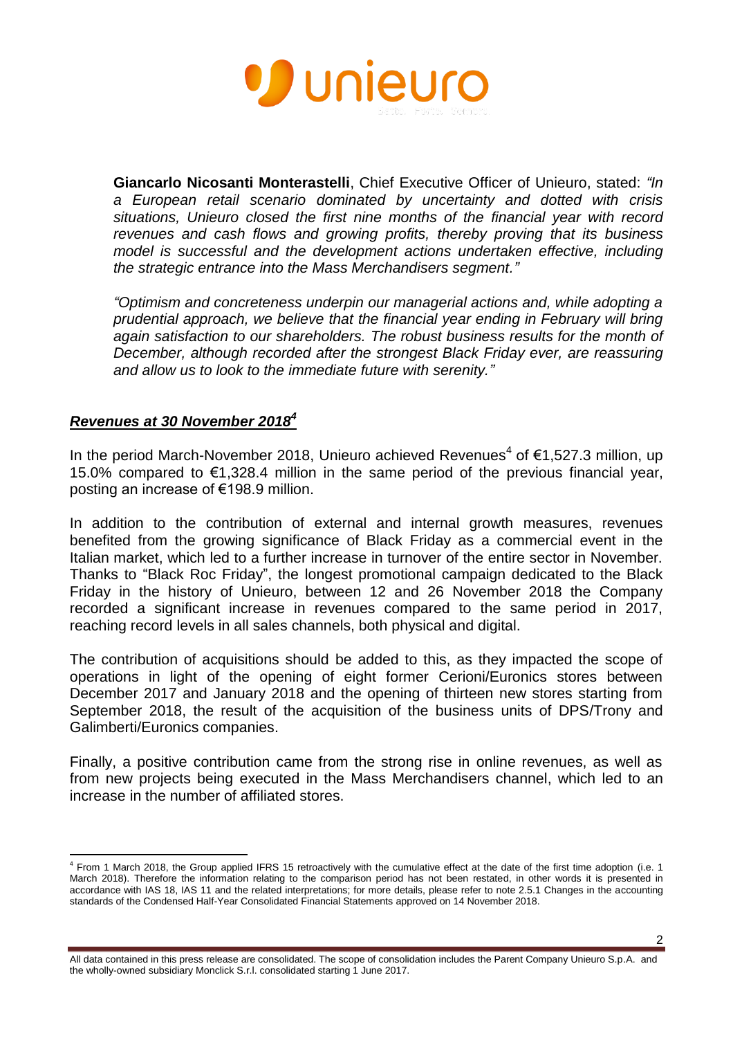**Giancarlo Nicosanti Monterastelli**, Chief Executive Officer of Unieuro, stated: *"In a European retail scenario dominated by uncertainty and dotted with crisis situations, Unieuro closed the first nine months of the financial year with record revenues and cash flows and growing profits, thereby proving that its business model is successful and the development actions undertaken effective, including the strategic entrance into the Mass Merchandisers segment."*

*"Optimism and concreteness underpin our managerial actions and, while adopting a prudential approach, we believe that the financial year ending in February will bring again satisfaction to our shareholders. The robust business results for the month of December, although recorded after the strongest Black Friday ever, are reassuring and allow us to look to the immediate future with serenity."*

## ***Revenues at 30 November 2018[4]***

In the period March-November 2018, Unieuro achieved Revenues[4] of €1,527.3 million, up 15.0% compared to €1,328.4 million in the same period of the previous financial year, posting an increase of €198.9 million.

In addition to the contribution of external and internal growth measures, revenues benefited from the growing significance of Black Friday as a commercial event in the Italian market, which led to a further increase in turnover of the entire sector in November. Thanks to "Black Roc Friday", the longest promotional campaign dedicated to the Black Friday in the history of Unieuro, between 12 and 26 November 2018 the Company recorded a significant increase in revenues compared to the same period in 2017, reaching record levels in all sales channels, both physical and digital.

The contribution of acquisitions should be added to this, as they impacted the scope of operations in light of the opening of eight former Cerioni/Euronics stores between December 2017 and January 2018 and the opening of thirteen new stores starting from September 2018, the result of the acquisition of the business units of DPS/Trony and Galimberti/Euronics companies.

Finally, a positive contribution came from the strong rise in online revenues, as well as from new projects being executed in the Mass Merchandisers channel, which led to an increase in the number of affiliated stores.

[4] From 1 March 2018, the Group applied IFRS 15 retroactively with the cumulative effect at the date of the first time adoption (i.e. 1 March 2018). Therefore the information relating to the comparison period has not been restated, in other words it is presented in accordance with IAS 18, IAS 11 and the related interpretations; for more details, please refer to note 2.5.1 Changes in the accounting standards of the Condensed Half-Year Consolidated Financial Statements approved on 14 November 2018.

All data contained in this press release are consolidated. The scope of consolidation includes the Parent Company Unieuro S.p.A. and the wholly-owned subsidiary Monclick S.r.l. consolidated starting 1 June 2017.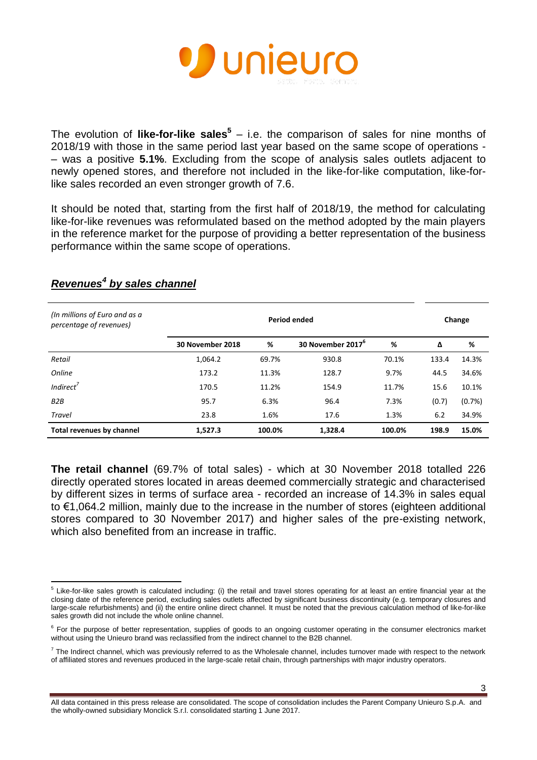The evolution of **like-for-like sales**[5] – i.e. the comparison of sales for nine months of 2018/19 with those in the same period last year based on the same scope of operations - – was a positive **5.1%**. Excluding from the scope of analysis sales outlets adjacent to newly opened stores, and therefore not included in the like-for-like computation, like-for-like sales recorded an even stronger growth of 7.6.

It should be noted that, starting from the first half of 2018/19, the method for calculating like-for-like revenues was reformulated based on the method adopted by the main players in the reference market for the purpose of providing a better representation of the business performance within the same scope of operations.

## ***Revenues[4] by sales channel***

| *(In millions of Euro and as a percentage of revenues)* | **Period ended** | | | | **Change** | |
|---|---|---|---|---|---|---|
| | **30 November 2018** | **%** | **30 November 2017[6]** | **%** | **Δ** | **%** |
| *Retail* | 1,064.2 | 69.7% | 930.8 | 70.1% | 133.4 | 14.3% |
| *Online* | 173.2 | 11.3% | 128.7 | 9.7% | 44.5 | 34.6% |
| *Indirect[7]* | 170.5 | 11.2% | 154.9 | 11.7% | 15.6 | 10.1% |
| *B2B* | 95.7 | 6.3% | 96.4 | 7.3% | (0.7) | (0.7%) |
| *Travel* | 23.8 | 1.6% | 17.6 | 1.3% | 6.2 | 34.9% |
| **Total revenues by channel** | **1,527.3** | **100.0%** | **1,328.4** | **100.0%** | **198.9** | **15.0%** |

**The retail channel** (69.7% of total sales) - which at 30 November 2018 totalled 226 directly operated stores located in areas deemed commercially strategic and characterised by different sizes in terms of surface area - recorded an increase of 14.3% in sales equal to €1,064.2 million, mainly due to the increase in the number of stores (eighteen additional stores compared to 30 November 2017) and higher sales of the pre-existing network, which also benefited from an increase in traffic.

---

[5] Like-for-like sales growth is calculated including: (i) the retail and travel stores operating for at least an entire financial year at the closing date of the reference period, excluding sales outlets affected by significant business discontinuity (e.g. temporary closures and large-scale refurbishments) and (ii) the entire online direct channel. It must be noted that the previous calculation method of like-for-like sales growth did not include the whole online channel.

[6] For the purpose of better representation, supplies of goods to an ongoing customer operating in the consumer electronics market without using the Unieuro brand was reclassified from the indirect channel to the B2B channel.

[7] The Indirect channel, which was previously referred to as the Wholesale channel, includes turnover made with respect to the network of affiliated stores and revenues produced in the large-scale retail chain, through partnerships with major industry operators.

All data contained in this press release are consolidated. The scope of consolidation includes the Parent Company Unieuro S.p.A. and the wholly-owned subsidiary Monclick S.r.l. consolidated starting 1 June 2017.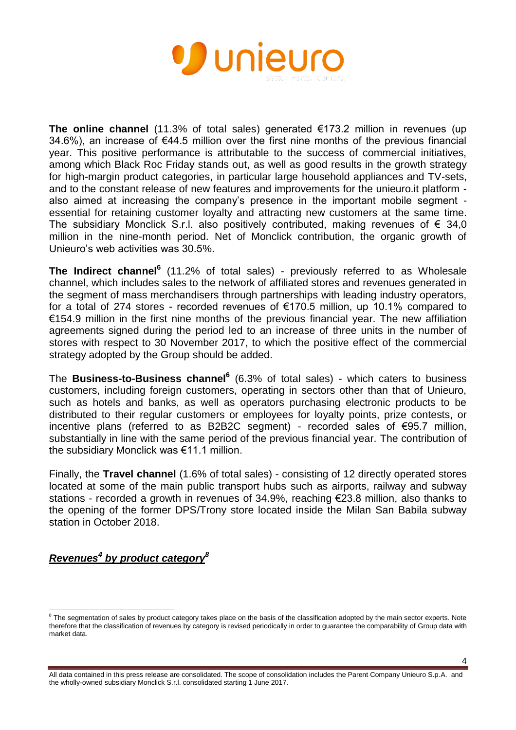**The online channel** (11.3% of total sales) generated €173.2 million in revenues (up 34.6%), an increase of €44.5 million over the first nine months of the previous financial year. This positive performance is attributable to the success of commercial initiatives, among which Black Roc Friday stands out, as well as good results in the growth strategy for high-margin product categories, in particular large household appliances and TV-sets, and to the constant release of new features and improvements for the unieuro.it platform - also aimed at increasing the company's presence in the important mobile segment - essential for retaining customer loyalty and attracting new customers at the same time. The subsidiary Monclick S.r.l. also positively contributed, making revenues of € 34,0 million in the nine-month period. Net of Monclick contribution, the organic growth of Unieuro's web activities was 30.5%.

**The Indirect channel**[6] (11.2% of total sales) - previously referred to as Wholesale channel, which includes sales to the network of affiliated stores and revenues generated in the segment of mass merchandisers through partnerships with leading industry operators, for a total of 274 stores - recorded revenues of €170.5 million, up 10.1% compared to €154.9 million in the first nine months of the previous financial year. The new affiliation agreements signed during the period led to an increase of three units in the number of stores with respect to 30 November 2017, to which the positive effect of the commercial strategy adopted by the Group should be added.

The **Business-to-Business channel**[6] (6.3% of total sales) - which caters to business customers, including foreign customers, operating in sectors other than that of Unieuro, such as hotels and banks, as well as operators purchasing electronic products to be distributed to their regular customers or employees for loyalty points, prize contests, or incentive plans (referred to as B2B2C segment) - recorded sales of €95.7 million, substantially in line with the same period of the previous financial year. The contribution of the subsidiary Monclick was €11.1 million.

Finally, the **Travel channel** (1.6% of total sales) - consisting of 12 directly operated stores located at some of the main public transport hubs such as airports, railway and subway stations - recorded a growth in revenues of 34.9%, reaching €23.8 million, also thanks to the opening of the former DPS/Trony store located inside the Milan San Babila subway station in October 2018.

## ***Revenues[4] by product category[8]***

[8] The segmentation of sales by product category takes place on the basis of the classification adopted by the main sector experts. Note therefore that the classification of revenues by category is revised periodically in order to guarantee the comparability of Group data with market data.

All data contained in this press release are consolidated. The scope of consolidation includes the Parent Company Unieuro S.p.A. and the wholly-owned subsidiary Monclick S.r.l. consolidated starting 1 June 2017.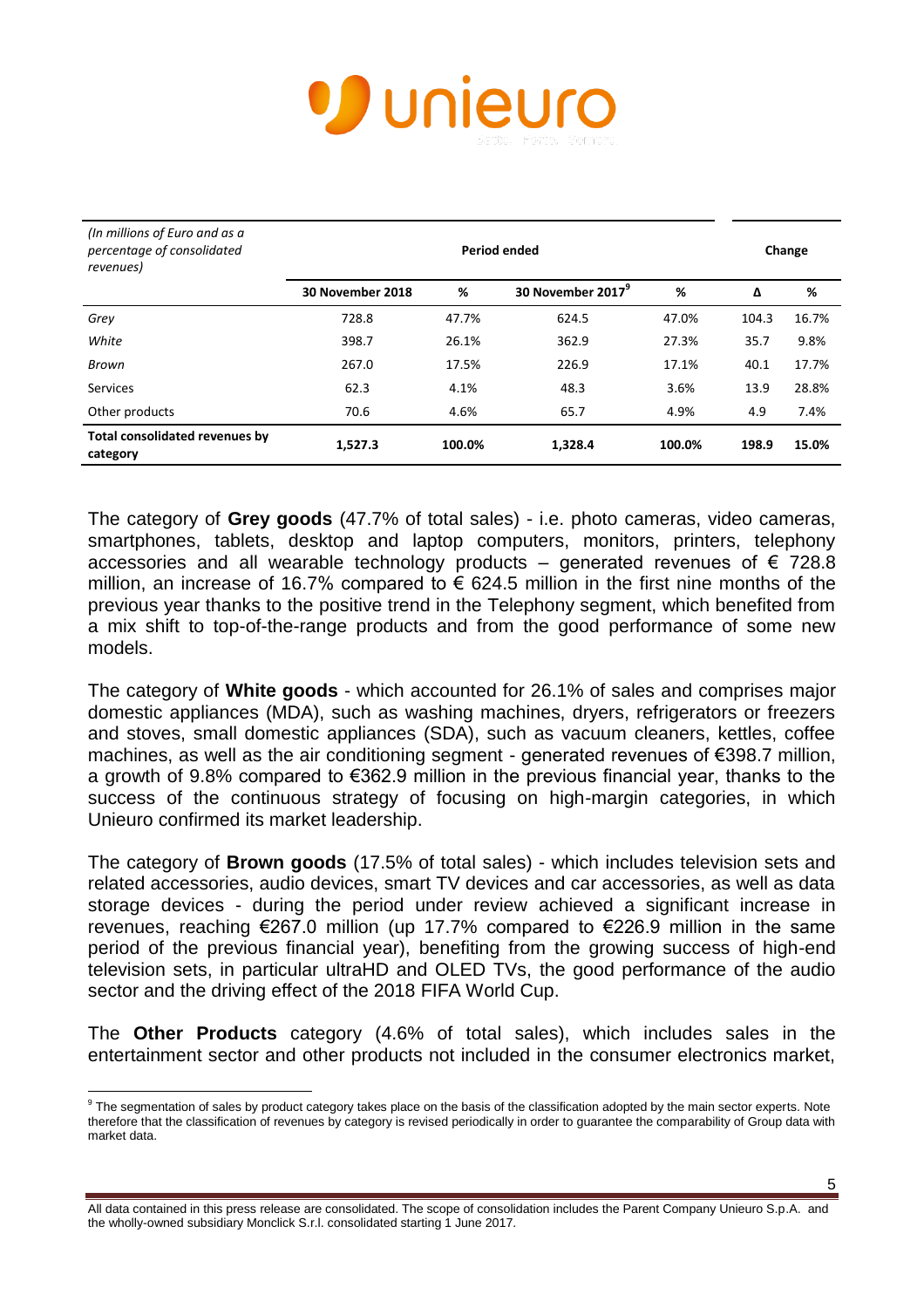| *(In millions of Euro and as a percentage of consolidated revenues)* | Period ended | | | | Change | |
|---|---|---|---|---|---|---|
| | **30 November 2018** | **%** | **30 November 2017**[9] | **%** | **Δ** | **%** |
| *Grey* | 728.8 | 47.7% | 624.5 | 47.0% | 104.3 | 16.7% |
| *White* | 398.7 | 26.1% | 362.9 | 27.3% | 35.7 | 9.8% |
| *Brown* | 267.0 | 17.5% | 226.9 | 17.1% | 40.1 | 17.7% |
| Services | 62.3 | 4.1% | 48.3 | 3.6% | 13.9 | 28.8% |
| Other products | 70.6 | 4.6% | 65.7 | 4.9% | 4.9 | 7.4% |
| **Total consolidated revenues by category** | **1,527.3** | **100.0%** | **1,328.4** | **100.0%** | **198.9** | **15.0%** |

The category of **Grey goods** (47.7% of total sales) - i.e. photo cameras, video cameras, smartphones, tablets, desktop and laptop computers, monitors, printers, telephony accessories and all wearable technology products – generated revenues of € 728.8 million, an increase of 16.7% compared to € 624.5 million in the first nine months of the previous year thanks to the positive trend in the Telephony segment, which benefited from a mix shift to top-of-the-range products and from the good performance of some new models.

The category of **White goods** - which accounted for 26.1% of sales and comprises major domestic appliances (MDA), such as washing machines, dryers, refrigerators or freezers and stoves, small domestic appliances (SDA), such as vacuum cleaners, kettles, coffee machines, as well as the air conditioning segment - generated revenues of €398.7 million, a growth of 9.8% compared to €362.9 million in the previous financial year, thanks to the success of the continuous strategy of focusing on high-margin categories, in which Unieuro confirmed its market leadership.

The category of **Brown goods** (17.5% of total sales) - which includes television sets and related accessories, audio devices, smart TV devices and car accessories, as well as data storage devices - during the period under review achieved a significant increase in revenues, reaching €267.0 million (up 17.7% compared to €226.9 million in the same period of the previous financial year), benefiting from the growing success of high-end television sets, in particular ultraHD and OLED TVs, the good performance of the audio sector and the driving effect of the 2018 FIFA World Cup.

The **Other Products** category (4.6% of total sales), which includes sales in the entertainment sector and other products not included in the consumer electronics market,

[9] The segmentation of sales by product category takes place on the basis of the classification adopted by the main sector experts. Note therefore that the classification of revenues by category is revised periodically in order to guarantee the comparability of Group data with market data.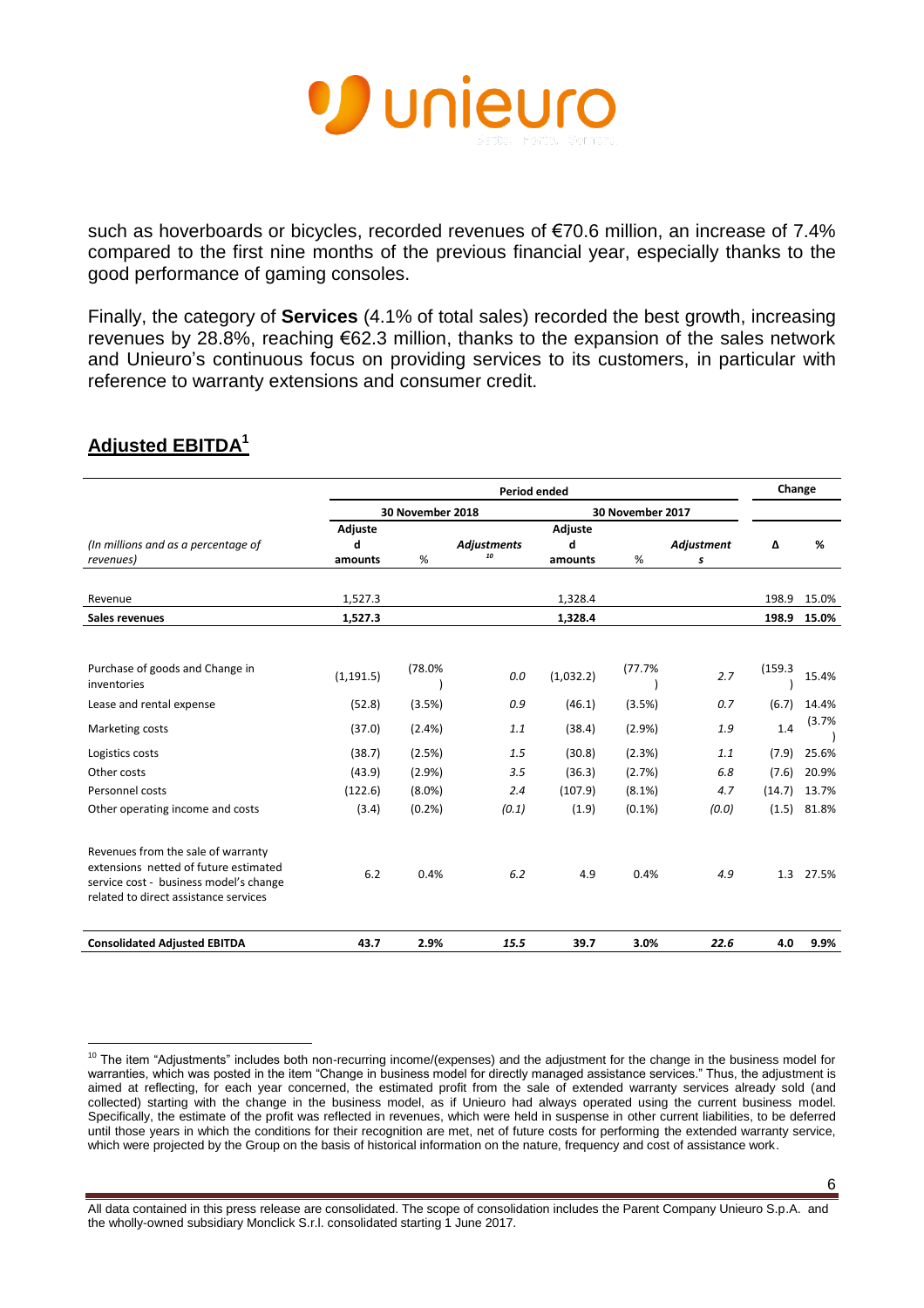such as hoverboards or bicycles, recorded revenues of €70.6 million, an increase of 7.4% compared to the first nine months of the previous financial year, especially thanks to the good performance of gaming consoles.

Finally, the category of **Services** (4.1% of total sales) recorded the best growth, increasing revenues by 28.8%, reaching €62.3 million, thanks to the expansion of the sales network and Unieuro's continuous focus on providing services to its customers, in particular with reference to warranty extensions and consumer credit.

## Adjusted EBITDA[1]

| | Period ended | | | | | | Change | |
|---|---|---|---|---|---|---|---|---|
| | 30 November 2018 | | | 30 November 2017 | | | | |
| *(In millions and as a percentage of revenues)* | **Adjusted amounts** | % | ***Adjustments*** [10] | **Adjusted amounts** | % | ***Adjustments*** | **Δ** | **%** |
| Revenue | 1,527.3 | | | 1,328.4 | | | 198.9 | 15.0% |
| **Sales revenues** | **1,527.3** | | | **1,328.4** | | | **198.9** | **15.0%** |
| Purchase of goods and Change in inventories | (1,191.5) | (78.0%) | *0.0* | (1,032.2) | (77.7%) | *2.7* | (159.3) | 15.4% |
| Lease and rental expense | (52.8) | (3.5%) | *0.9* | (46.1) | (3.5%) | *0.7* | (6.7) | 14.4% |
| Marketing costs | (37.0) | (2.4%) | *1.1* | (38.4) | (2.9%) | *1.9* | 1.4 | (3.7%) |
| Logistics costs | (38.7) | (2.5%) | *1.5* | (30.8) | (2.3%) | *1.1* | (7.9) | 25.6% |
| Other costs | (43.9) | (2.9%) | *3.5* | (36.3) | (2.7%) | *6.8* | (7.6) | 20.9% |
| Personnel costs | (122.6) | (8.0%) | *2.4* | (107.9) | (8.1%) | *4.7* | (14.7) | 13.7% |
| Other operating income and costs | (3.4) | (0.2%) | *(0.1)* | (1.9) | (0.1%) | *(0.0)* | (1.5) | 81.8% |
| Revenues from the sale of warranty extensions netted of future estimated service cost - business model's change related to direct assistance services | 6.2 | 0.4% | *6.2* | 4.9 | 0.4% | *4.9* | 1.3 | 27.5% |
| **Consolidated Adjusted EBITDA** | **43.7** | **2.9%** | ***15.5*** | **39.7** | **3.0%** | ***22.6*** | **4.0** | **9.9%** |

[10] The item "Adjustments" includes both non-recurring income/(expenses) and the adjustment for the change in the business model for warranties, which was posted in the item "Change in business model for directly managed assistance services." Thus, the adjustment is aimed at reflecting, for each year concerned, the estimated profit from the sale of extended warranty services already sold (and collected) starting with the change in the business model, as if Unieuro had always operated using the current business model. Specifically, the estimate of the profit was reflected in revenues, which were held in suspense in other current liabilities, to be deferred until those years in which the conditions for their recognition are met, net of future costs for performing the extended warranty service, which were projected by the Group on the basis of historical information on the nature, frequency and cost of assistance work.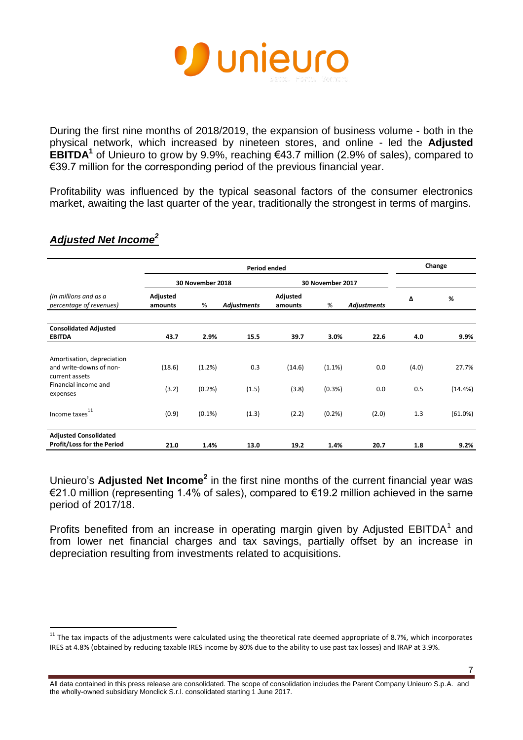During the first nine months of 2018/2019, the expansion of business volume - both in the physical network, which increased by nineteen stores, and online - led the **Adjusted EBITDA**[1] of Unieuro to grow by 9.9%, reaching €43.7 million (2.9% of sales), compared to €39.7 million for the corresponding period of the previous financial year.

Profitability was influenced by the typical seasonal factors of the consumer electronics market, awaiting the last quarter of the year, traditionally the strongest in terms of margins.

## *Adjusted Net Income*[2]

| | Period ended | | | | | | Change | |
|---|---|---|---|---|---|---|---|---|
| | 30 November 2018 | | | 30 November 2017 | | | | |
| *(In millions and as a percentage of revenues)* | Adjusted amounts | % | *Adjustments* | Adjusted amounts | % | *Adjustments* | Δ | % |
| **Consolidated Adjusted EBITDA** | **43.7** | **2.9%** | **15.5** | **39.7** | **3.0%** | **22.6** | **4.0** | **9.9%** |
| Amortisation, depreciation and write-downs of non-current assets | (18.6) | (1.2%) | 0.3 | (14.6) | (1.1%) | 0.0 | (4.0) | 27.7% |
| Financial income and expenses | (3.2) | (0.2%) | (1.5) | (3.8) | (0.3%) | 0.0 | 0.5 | (14.4%) |
| Income taxes[11] | (0.9) | (0.1%) | (1.3) | (2.2) | (0.2%) | (2.0) | 1.3 | (61.0%) |
| **Adjusted Consolidated Profit/Loss for the Period** | **21.0** | **1.4%** | **13.0** | **19.2** | **1.4%** | **20.7** | **1.8** | **9.2%** |

Unieuro's **Adjusted Net Income**[2] in the first nine months of the current financial year was €21.0 million (representing 1.4% of sales), compared to €19.2 million achieved in the same period of 2017/18.

Profits benefited from an increase in operating margin given by Adjusted EBITDA[1] and from lower net financial charges and tax savings, partially offset by an increase in depreciation resulting from investments related to acquisitions.

---

[11] The tax impacts of the adjustments were calculated using the theoretical rate deemed appropriate of 8.7%, which incorporates IRES at 4.8% (obtained by reducing taxable IRES income by 80% due to the ability to use past tax losses) and IRAP at 3.9%.

All data contained in this press release are consolidated. The scope of consolidation includes the Parent Company Unieuro S.p.A. and the wholly-owned subsidiary Monclick S.r.l. consolidated starting 1 June 2017.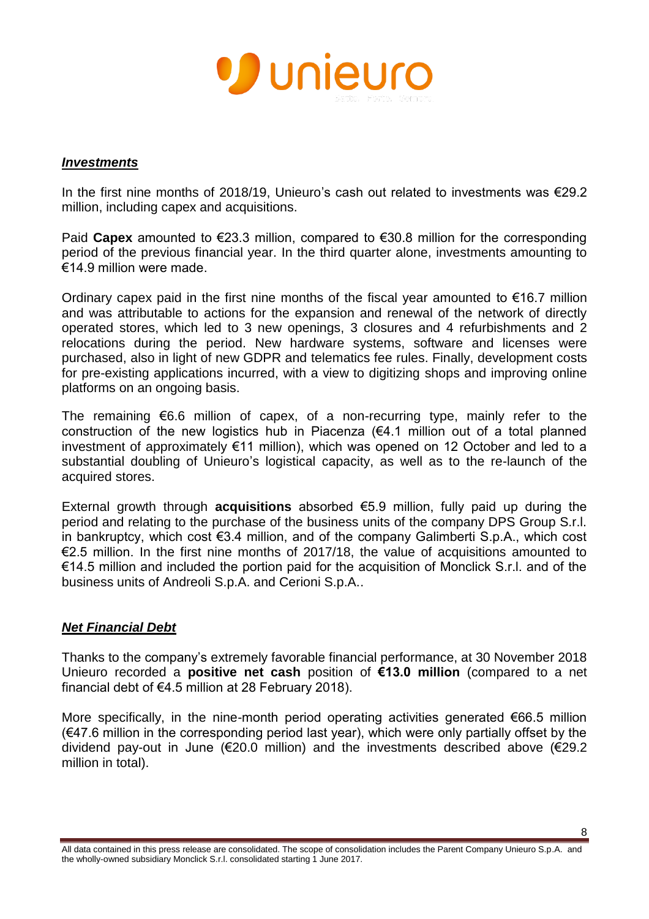***Investments***

In the first nine months of 2018/19, Unieuro's cash out related to investments was €29.2 million, including capex and acquisitions.

Paid **Capex** amounted to €23.3 million, compared to €30.8 million for the corresponding period of the previous financial year. In the third quarter alone, investments amounting to €14.9 million were made.

Ordinary capex paid in the first nine months of the fiscal year amounted to €16.7 million and was attributable to actions for the expansion and renewal of the network of directly operated stores, which led to 3 new openings, 3 closures and 4 refurbishments and 2 relocations during the period. New hardware systems, software and licenses were purchased, also in light of new GDPR and telematics fee rules. Finally, development costs for pre-existing applications incurred, with a view to digitizing shops and improving online platforms on an ongoing basis.

The remaining €6.6 million of capex, of a non-recurring type, mainly refer to the construction of the new logistics hub in Piacenza (€4.1 million out of a total planned investment of approximately €11 million), which was opened on 12 October and led to a substantial doubling of Unieuro's logistical capacity, as well as to the re-launch of the acquired stores.

External growth through **acquisitions** absorbed €5.9 million, fully paid up during the period and relating to the purchase of the business units of the company DPS Group S.r.l. in bankruptcy, which cost €3.4 million, and of the company Galimberti S.p.A., which cost €2.5 million. In the first nine months of 2017/18, the value of acquisitions amounted to €14.5 million and included the portion paid for the acquisition of Monclick S.r.l. and of the business units of Andreoli S.p.A. and Cerioni S.p.A..

***Net Financial Debt***

Thanks to the company's extremely favorable financial performance, at 30 November 2018 Unieuro recorded a **positive net cash** position of **€13.0 million** (compared to a net financial debt of €4.5 million at 28 February 2018).

More specifically, in the nine-month period operating activities generated €66.5 million (€47.6 million in the corresponding period last year), which were only partially offset by the dividend pay-out in June (€20.0 million) and the investments described above (€29.2 million in total).

All data contained in this press release are consolidated. The scope of consolidation includes the Parent Company Unieuro S.p.A. and the wholly-owned subsidiary Monclick S.r.l. consolidated starting 1 June 2017.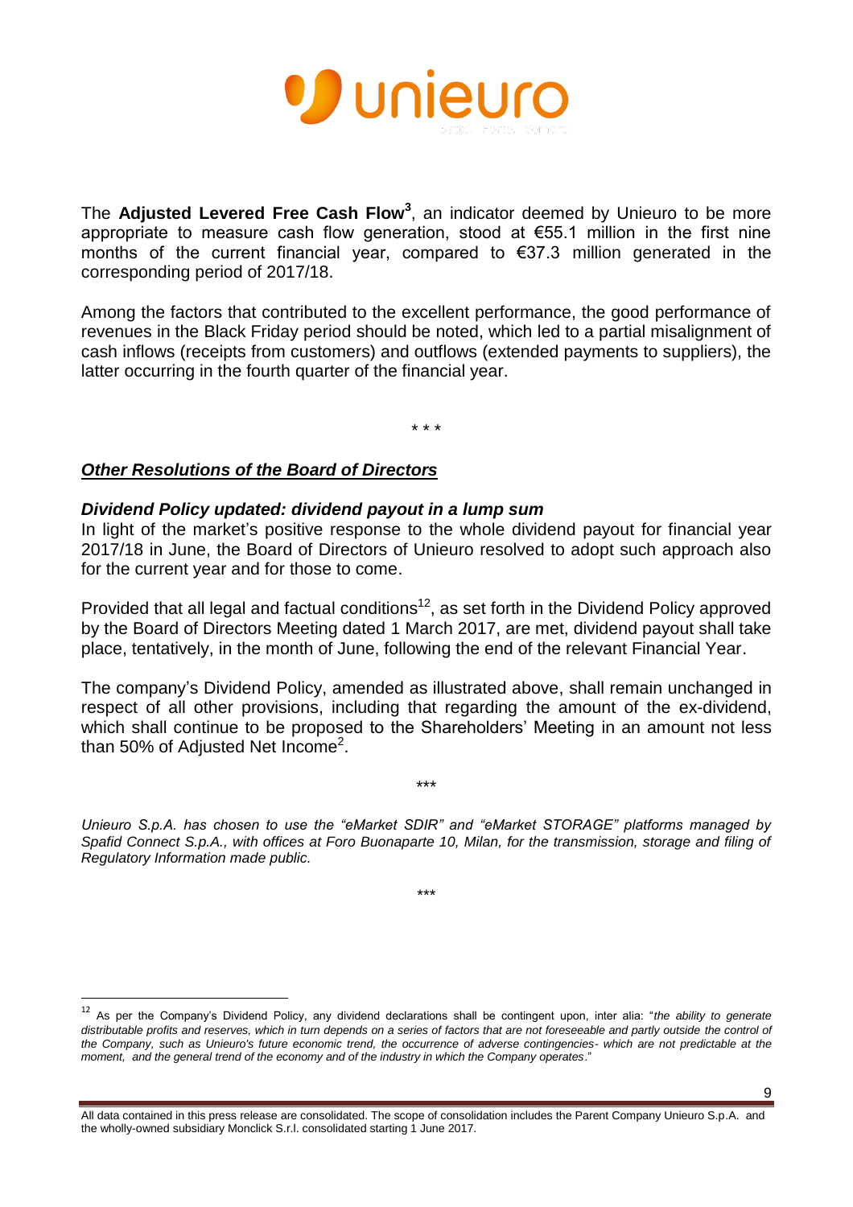The **Adjusted Levered Free Cash Flow**[3], an indicator deemed by Unieuro to be more appropriate to measure cash flow generation, stood at €55.1 million in the first nine months of the current financial year, compared to €37.3 million generated in the corresponding period of 2017/18.

Among the factors that contributed to the excellent performance, the good performance of revenues in the Black Friday period should be noted, which led to a partial misalignment of cash inflows (receipts from customers) and outflows (extended payments to suppliers), the latter occurring in the fourth quarter of the financial year.

\* \* \*

## ***Other Resolutions of the Board of Directors***

### ***Dividend Policy updated: dividend payout in a lump sum***

In light of the market's positive response to the whole dividend payout for financial year 2017/18 in June, the Board of Directors of Unieuro resolved to adopt such approach also for the current year and for those to come.

Provided that all legal and factual conditions[12], as set forth in the Dividend Policy approved by the Board of Directors Meeting dated 1 March 2017, are met, dividend payout shall take place, tentatively, in the month of June, following the end of the relevant Financial Year.

The company's Dividend Policy, amended as illustrated above, shall remain unchanged in respect of all other provisions, including that regarding the amount of the ex-dividend, which shall continue to be proposed to the Shareholders' Meeting in an amount not less than 50% of Adjusted Net Income[2].

\*\*\*

*Unieuro S.p.A. has chosen to use the "eMarket SDIR" and "eMarket STORAGE" platforms managed by Spafid Connect S.p.A., with offices at Foro Buonaparte 10, Milan, for the transmission, storage and filing of Regulatory Information made public.*

\*\*\*

[12] As per the Company's Dividend Policy, any dividend declarations shall be contingent upon, inter alia: "*the ability to generate distributable profits and reserves, which in turn depends on a series of factors that are not foreseeable and partly outside the control of the Company, such as Unieuro's future economic trend, the occurrence of adverse contingencies- which are not predictable at the moment, and the general trend of the economy and of the industry in which the Company operates*."

All data contained in this press release are consolidated. The scope of consolidation includes the Parent Company Unieuro S.p.A. and the wholly-owned subsidiary Monclick S.r.l. consolidated starting 1 June 2017.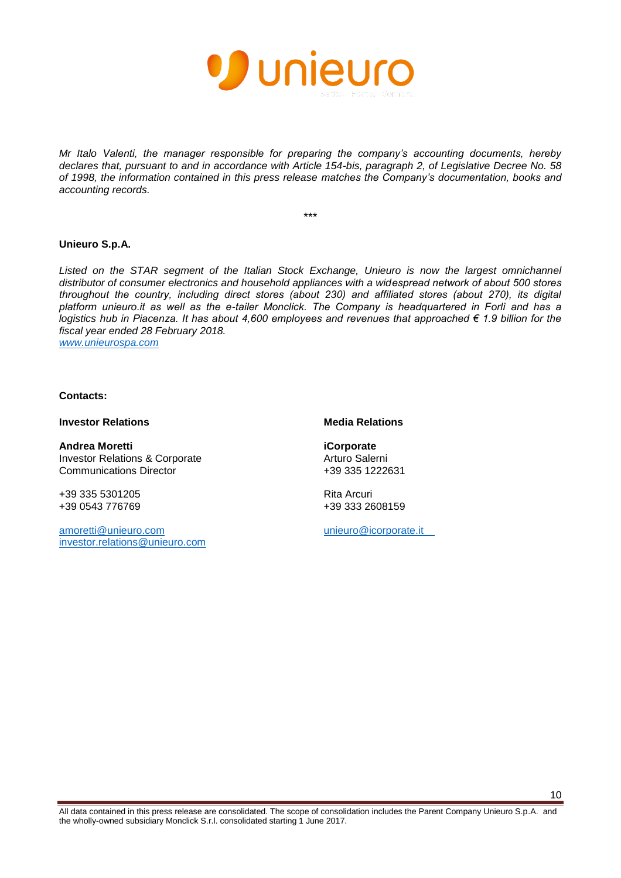*Mr Italo Valenti, the manager responsible for preparing the company's accounting documents, hereby declares that, pursuant to and in accordance with Article 154-bis, paragraph 2, of Legislative Decree No. 58 of 1998, the information contained in this press release matches the Company's documentation, books and accounting records.*

\*\*\*

**Unieuro S.p.A.**

*Listed on the STAR segment of the Italian Stock Exchange, Unieuro is now the largest omnichannel distributor of consumer electronics and household appliances with a widespread network of about 500 stores throughout the country, including direct stores (about 230) and affiliated stores (about 270), its digital platform unieuro.it as well as the e-tailer Monclick. The Company is headquartered in Forlì and has a logistics hub in Piacenza. It has about 4,600 employees and revenues that approached € 1.9 billion for the fiscal year ended 28 February 2018.*
*www.unieurospa.com*

**Contacts:**

**Investor Relations**

**Andrea Moretti**
Investor Relations & Corporate Communications Director

+39 335 5301205
+39 0543 776769

amoretti@unieuro.com
investor.relations@unieuro.com

**Media Relations**

**iCorporate**
Arturo Salerni
+39 335 1222631

Rita Arcuri
+39 333 2608159

unieuro@icorporate.it

All data contained in this press release are consolidated. The scope of consolidation includes the Parent Company Unieuro S.p.A. and the wholly-owned subsidiary Monclick S.r.l. consolidated starting 1 June 2017.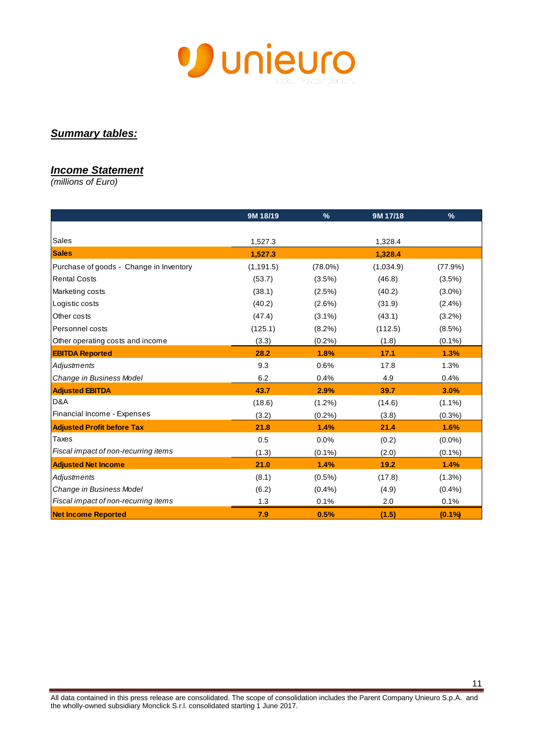## *Summary tables:*

### *Income Statement*

*(millions of Euro)*

| | 9M 18/19 | % | 9M 17/18 | % |
|---|---|---|---|---|
| Sales | 1,527.3 | | 1,328.4 | |
| **Sales** | **1,527.3** | | **1,328.4** | |
| Purchase of goods - Change in Inventory | (1,191.5) | (78.0%) | (1,034.9) | (77.9%) |
| Rental Costs | (53.7) | (3.5%) | (46.8) | (3.5%) |
| Marketing costs | (38.1) | (2.5%) | (40.2) | (3.0%) |
| Logistic costs | (40.2) | (2.6%) | (31.9) | (2.4%) |
| Other costs | (47.4) | (3.1%) | (43.1) | (3.2%) |
| Personnel costs | (125.1) | (8.2%) | (112.5) | (8.5%) |
| Other operating costs and income | (3.3) | (0.2%) | (1.8) | (0.1%) |
| **EBITDA Reported** | **28.2** | **1.8%** | **17.1** | **1.3%** |
| *Adjustments* | 9.3 | 0.6% | 17.8 | 1.3% |
| *Change in Business Model* | 6.2 | 0.4% | 4.9 | 0.4% |
| **Adjusted EBITDA** | **43.7** | **2.9%** | **39.7** | **3.0%** |
| D&A | (18.6) | (1.2%) | (14.6) | (1.1%) |
| Financial Income - Expenses | (3.2) | (0.2%) | (3.8) | (0.3%) |
| **Adjusted Profit before Tax** | **21.8** | **1.4%** | **21.4** | **1.6%** |
| Taxes | 0.5 | 0.0% | (0.2) | (0.0%) |
| *Fiscal impact of non-recurring items* | (1.3) | (0.1%) | (2.0) | (0.1%) |
| **Adjusted Net Income** | **21.0** | **1.4%** | **19.2** | **1.4%** |
| *Adjustments* | (8.1) | (0.5%) | (17.8) | (1.3%) |
| *Change in Business Model* | (6.2) | (0.4%) | (4.9) | (0.4%) |
| *Fiscal impact of non-recurring items* | 1.3 | 0.1% | 2.0 | 0.1% |
| **Net Income Reported** | **7.9** | **0.5%** | **(1.5)** | **(0.1%)** |

All data contained in this press release are consolidated. The scope of consolidation includes the Parent Company Unieuro S.p.A. and the wholly-owned subsidiary Monclick S.r.l. consolidated starting 1 June 2017.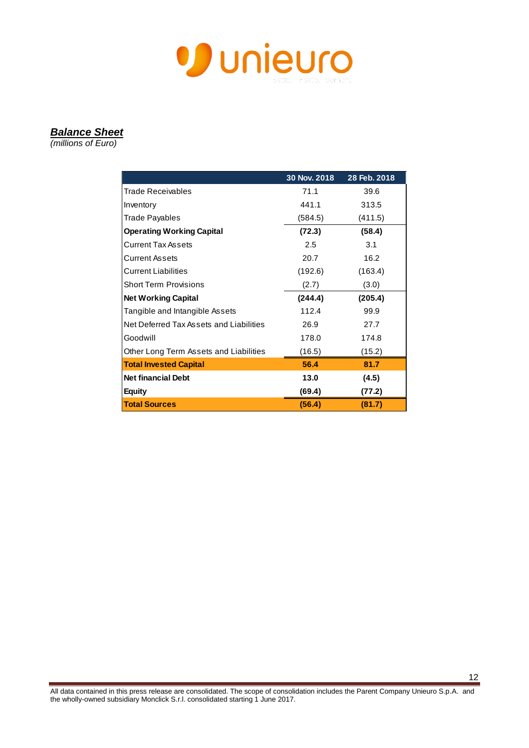***Balance Sheet***

*(millions of Euro)*

| | 30 Nov. 2018 | 28 Feb. 2018 |
|---|---|---|
| Trade Receivables | 71.1 | 39.6 |
| Inventory | 441.1 | 313.5 |
| Trade Payables | (584.5) | (411.5) |
| **Operating Working Capital** | **(72.3)** | **(58.4)** |
| Current Tax Assets | 2.5 | 3.1 |
| Current Assets | 20.7 | 16.2 |
| Current Liabilities | (192.6) | (163.4) |
| Short Term Provisions | (2.7) | (3.0) |
| **Net Working Capital** | **(244.4)** | **(205.4)** |
| Tangible and Intangible Assets | 112.4 | 99.9 |
| Net Deferred Tax Assets and Liabilities | 26.9 | 27.7 |
| Goodwill | 178.0 | 174.8 |
| Other Long Term Assets and Liabilities | (16.5) | (15.2) |
| **Total Invested Capital** | **56.4** | **81.7** |
| **Net financial Debt** | **13.0** | **(4.5)** |
| **Equity** | **(69.4)** | **(77.2)** |
| **Total Sources** | **(56.4)** | **(81.7)** |

All data contained in this press release are consolidated. The scope of consolidation includes the Parent Company Unieuro S.p.A. and the wholly-owned subsidiary Monclick S.r.l. consolidated starting 1 June 2017.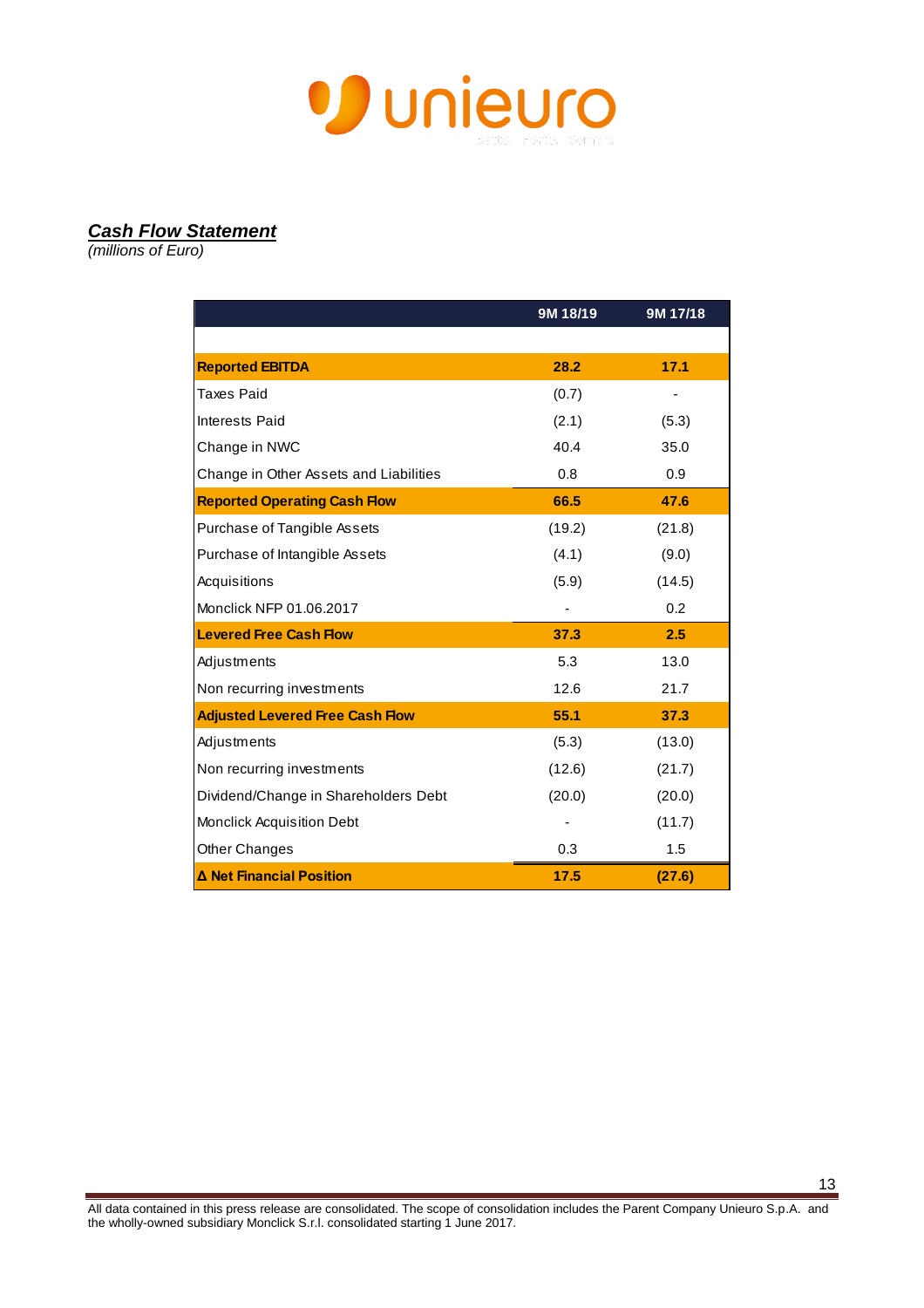***Cash Flow Statement***

*(millions of Euro)*

| | 9M 18/19 | 9M 17/18 |
|---|---|---|
| | | |
| **Reported EBITDA** | **28.2** | **17.1** |
| Taxes Paid | (0.7) | - |
| Interests Paid | (2.1) | (5.3) |
| Change in NWC | 40.4 | 35.0 |
| Change in Other Assets and Liabilities | 0.8 | 0.9 |
| **Reported Operating Cash Flow** | **66.5** | **47.6** |
| Purchase of Tangible Assets | (19.2) | (21.8) |
| Purchase of Intangible Assets | (4.1) | (9.0) |
| Acquisitions | (5.9) | (14.5) |
| Monclick NFP 01.06.2017 | - | 0.2 |
| **Levered Free Cash Flow** | **37.3** | **2.5** |
| Adjustments | 5.3 | 13.0 |
| Non recurring investments | 12.6 | 21.7 |
| **Adjusted Levered Free Cash Flow** | **55.1** | **37.3** |
| Adjustments | (5.3) | (13.0) |
| Non recurring investments | (12.6) | (21.7) |
| Dividend/Change in Shareholders Debt | (20.0) | (20.0) |
| Monclick Acquisition Debt | - | (11.7) |
| Other Changes | 0.3 | 1.5 |
| **Δ Net Financial Position** | **17.5** | **(27.6)** |

All data contained in this press release are consolidated. The scope of consolidation includes the Parent Company Unieuro S.p.A. and the wholly-owned subsidiary Monclick S.r.l. consolidated starting 1 June 2017.